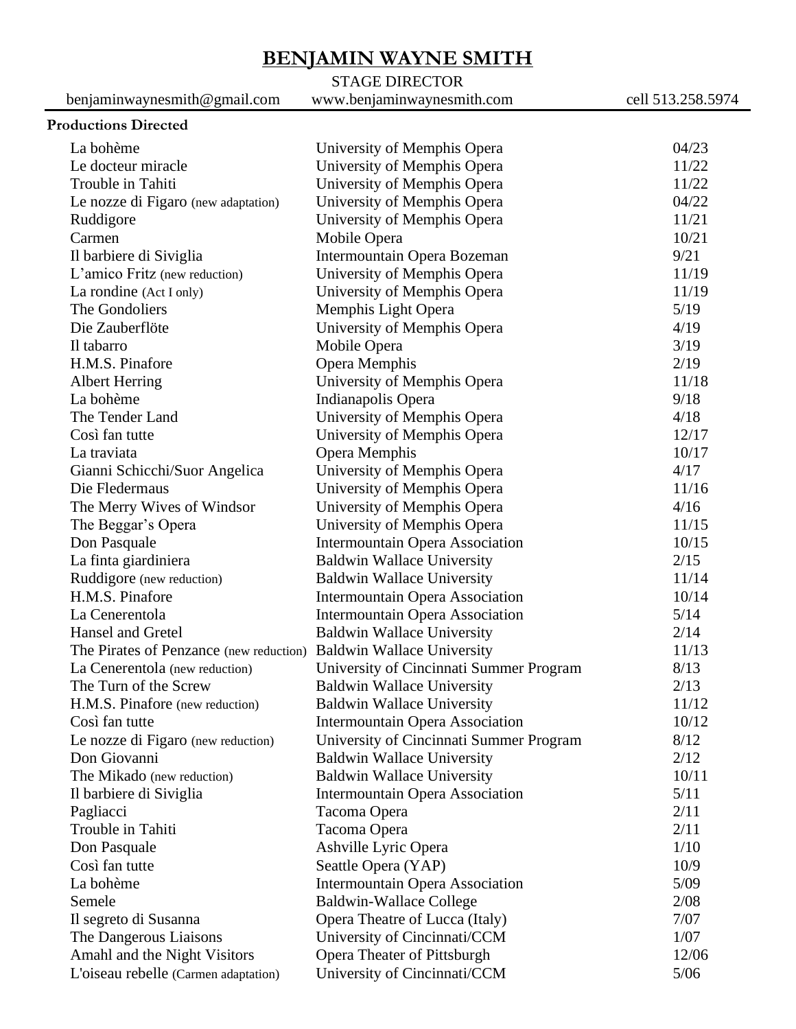# BENJAMIN WAYNE SMITH

STAGE DIRECTOR

benjaminwaynesmith@gmail.com www.benjaminwaynesmith.com cell 513.258.5974

**Productions Directed**

| | | |
|---|---|---|
| La bohème | University of Memphis Opera | 04/23 |
| Le docteur miracle | University of Memphis Opera | 11/22 |
| Trouble in Tahiti | University of Memphis Opera | 11/22 |
| Le nozze di Figaro (new adaptation) | University of Memphis Opera | 04/22 |
| Ruddigore | University of Memphis Opera | 11/21 |
| Carmen | Mobile Opera | 10/21 |
| Il barbiere di Siviglia | Intermountain Opera Bozeman | 9/21 |
| L'amico Fritz (new reduction) | University of Memphis Opera | 11/19 |
| La rondine (Act I only) | University of Memphis Opera | 11/19 |
| The Gondoliers | Memphis Light Opera | 5/19 |
| Die Zauberflöte | University of Memphis Opera | 4/19 |
| Il tabarro | Mobile Opera | 3/19 |
| H.M.S. Pinafore | Opera Memphis | 2/19 |
| Albert Herring | University of Memphis Opera | 11/18 |
| La bohème | Indianapolis Opera | 9/18 |
| The Tender Land | University of Memphis Opera | 4/18 |
| Così fan tutte | University of Memphis Opera | 12/17 |
| La traviata | Opera Memphis | 10/17 |
| Gianni Schicchi/Suor Angelica | University of Memphis Opera | 4/17 |
| Die Fledermaus | University of Memphis Opera | 11/16 |
| The Merry Wives of Windsor | University of Memphis Opera | 4/16 |
| The Beggar's Opera | University of Memphis Opera | 11/15 |
| Don Pasquale | Intermountain Opera Association | 10/15 |
| La finta giardiniera | Baldwin Wallace University | 2/15 |
| Ruddigore (new reduction) | Baldwin Wallace University | 11/14 |
| H.M.S. Pinafore | Intermountain Opera Association | 10/14 |
| La Cenerentola | Intermountain Opera Association | 5/14 |
| Hansel and Gretel | Baldwin Wallace University | 2/14 |
| The Pirates of Penzance (new reduction) | Baldwin Wallace University | 11/13 |
| La Cenerentola (new reduction) | University of Cincinnati Summer Program | 8/13 |
| The Turn of the Screw | Baldwin Wallace University | 2/13 |
| H.M.S. Pinafore (new reduction) | Baldwin Wallace University | 11/12 |
| Così fan tutte | Intermountain Opera Association | 10/12 |
| Le nozze di Figaro (new reduction) | University of Cincinnati Summer Program | 8/12 |
| Don Giovanni | Baldwin Wallace University | 2/12 |
| The Mikado (new reduction) | Baldwin Wallace University | 10/11 |
| Il barbiere di Siviglia | Intermountain Opera Association | 5/11 |
| Pagliacci | Tacoma Opera | 2/11 |
| Trouble in Tahiti | Tacoma Opera | 2/11 |
| Don Pasquale | Ashville Lyric Opera | 1/10 |
| Così fan tutte | Seattle Opera (YAP) | 10/9 |
| La bohème | Intermountain Opera Association | 5/09 |
| Semele | Baldwin-Wallace College | 2/08 |
| Il segreto di Susanna | Opera Theatre of Lucca (Italy) | 7/07 |
| The Dangerous Liaisons | University of Cincinnati/CCM | 1/07 |
| Amahl and the Night Visitors | Opera Theater of Pittsburgh | 12/06 |
| L'oiseau rebelle (Carmen adaptation) | University of Cincinnati/CCM | 5/06 |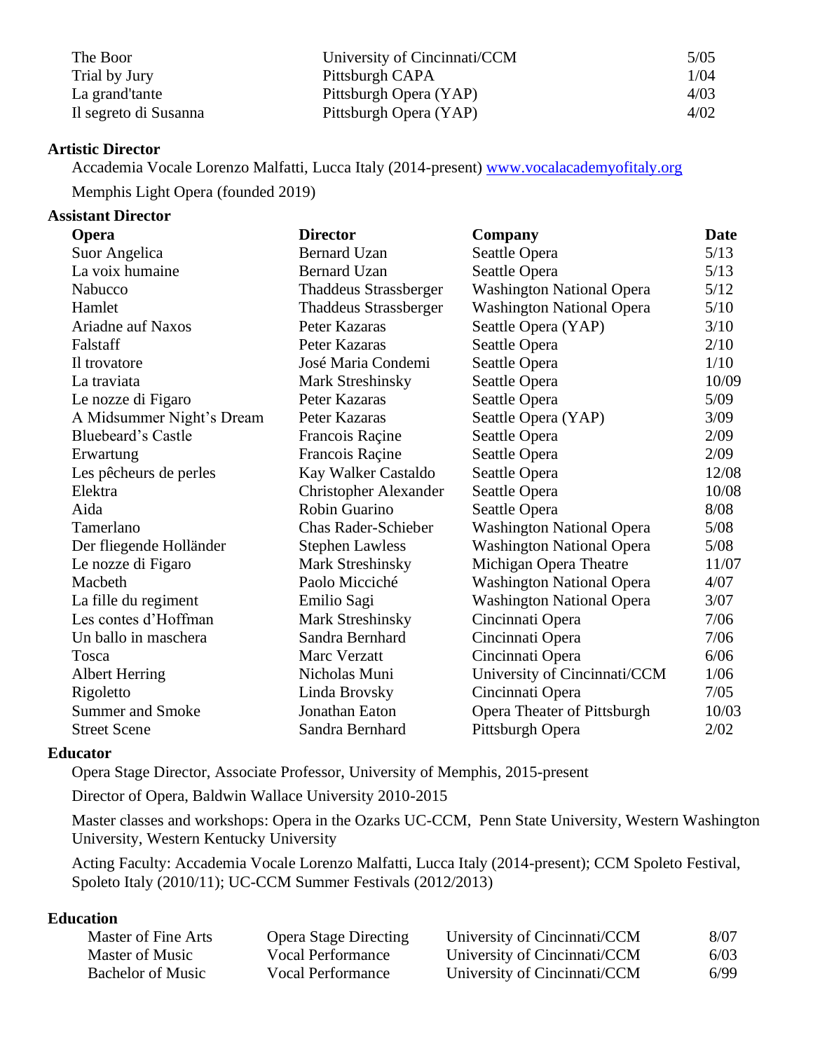| | | |
|---|---|---|
| The Boor | University of Cincinnati/CCM | 5/05 |
| Trial by Jury | Pittsburgh CAPA | 1/04 |
| La grand'tante | Pittsburgh Opera (YAP) | 4/03 |
| Il segreto di Susanna | Pittsburgh Opera (YAP) | 4/02 |

**Artistic Director**

Accademia Vocale Lorenzo Malfatti, Lucca Italy (2014-present) [www.vocalacademyofitaly.org](www.vocalacademyofitaly.org)

Memphis Light Opera (founded 2019)

**Assistant Director**

| Opera | Director | Company | Date |
|---|---|---|---|
| Suor Angelica | Bernard Uzan | Seattle Opera | 5/13 |
| La voix humaine | Bernard Uzan | Seattle Opera | 5/13 |
| Nabucco | Thaddeus Strassberger | Washington National Opera | 5/12 |
| Hamlet | Thaddeus Strassberger | Washington National Opera | 5/10 |
| Ariadne auf Naxos | Peter Kazaras | Seattle Opera (YAP) | 3/10 |
| Falstaff | Peter Kazaras | Seattle Opera | 2/10 |
| Il trovatore | José Maria Condemi | Seattle Opera | 1/10 |
| La traviata | Mark Streshinsky | Seattle Opera | 10/09 |
| Le nozze di Figaro | Peter Kazaras | Seattle Opera | 5/09 |
| A Midsummer Night's Dream | Peter Kazaras | Seattle Opera (YAP) | 3/09 |
| Bluebeard's Castle | Francois Raçine | Seattle Opera | 2/09 |
| Erwartung | Francois Raçine | Seattle Opera | 2/09 |
| Les pêcheurs de perles | Kay Walker Castaldo | Seattle Opera | 12/08 |
| Elektra | Christopher Alexander | Seattle Opera | 10/08 |
| Aida | Robin Guarino | Seattle Opera | 8/08 |
| Tamerlano | Chas Rader-Schieber | Washington National Opera | 5/08 |
| Der fliegende Holländer | Stephen Lawless | Washington National Opera | 5/08 |
| Le nozze di Figaro | Mark Streshinsky | Michigan Opera Theatre | 11/07 |
| Macbeth | Paolo Micciché | Washington National Opera | 4/07 |
| La fille du regiment | Emilio Sagi | Washington National Opera | 3/07 |
| Les contes d'Hoffman | Mark Streshinsky | Cincinnati Opera | 7/06 |
| Un ballo in maschera | Sandra Bernhard | Cincinnati Opera | 7/06 |
| Tosca | Marc Verzatt | Cincinnati Opera | 6/06 |
| Albert Herring | Nicholas Muni | University of Cincinnati/CCM | 1/06 |
| Rigoletto | Linda Brovsky | Cincinnati Opera | 7/05 |
| Summer and Smoke | Jonathan Eaton | Opera Theater of Pittsburgh | 10/03 |
| Street Scene | Sandra Bernhard | Pittsburgh Opera | 2/02 |

**Educator**

Opera Stage Director, Associate Professor, University of Memphis, 2015-present

Director of Opera, Baldwin Wallace University 2010-2015

Master classes and workshops: Opera in the Ozarks UC-CCM, Penn State University, Western Washington University, Western Kentucky University

Acting Faculty: Accademia Vocale Lorenzo Malfatti, Lucca Italy (2014-present); CCM Spoleto Festival, Spoleto Italy (2010/11); UC-CCM Summer Festivals (2012/2013)

**Education**

| | | | |
|---|---|---|---|
| Master of Fine Arts | Opera Stage Directing | University of Cincinnati/CCM | 8/07 |
| Master of Music | Vocal Performance | University of Cincinnati/CCM | 6/03 |
| Bachelor of Music | Vocal Performance | University of Cincinnati/CCM | 6/99 |